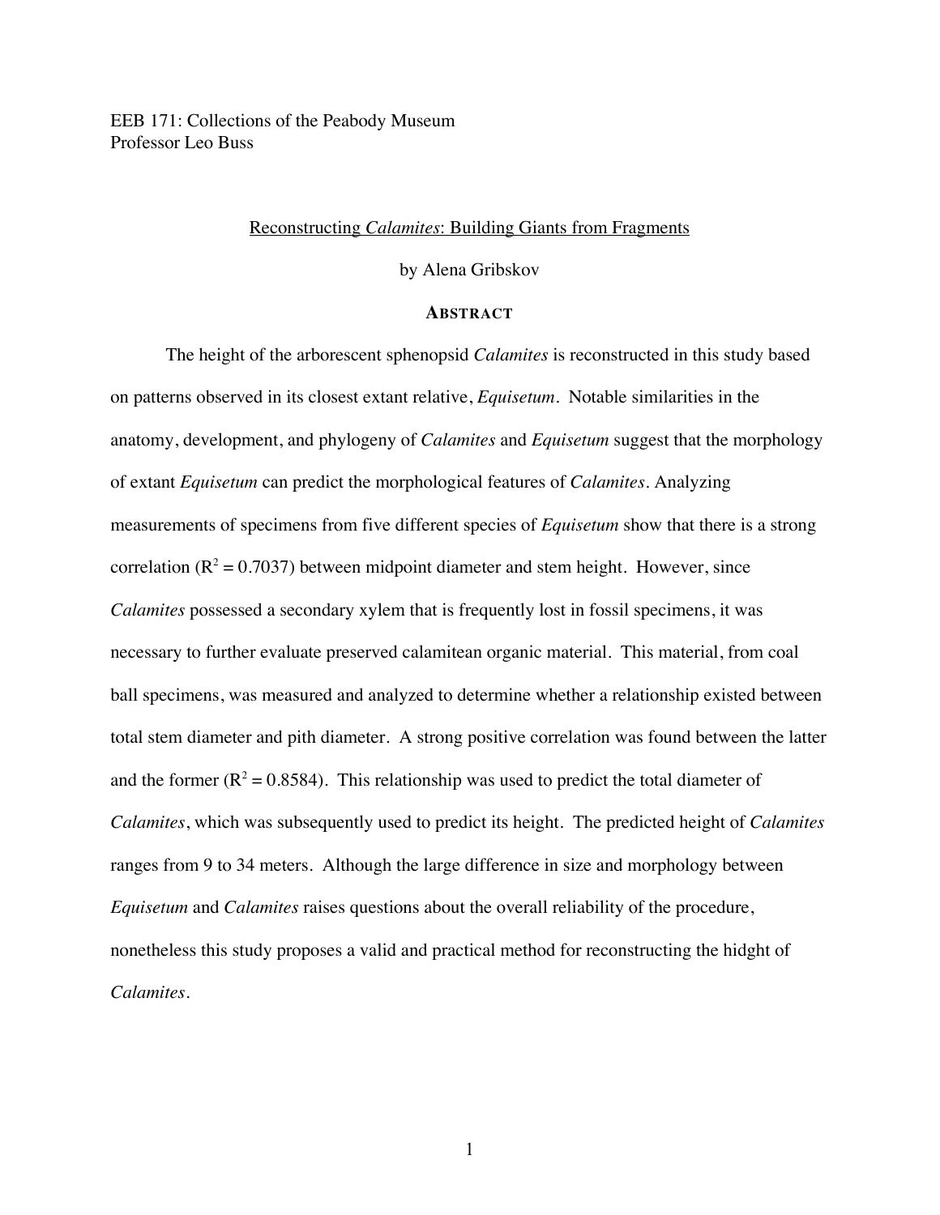EEB 171: Collections of the Peabody Museum
Professor Leo Buss

# Reconstructing *Calamites*: Building Giants from Fragments

by Alena Gribskov

## ABSTRACT

The height of the arborescent sphenopsid *Calamites* is reconstructed in this study based on patterns observed in its closest extant relative, *Equisetum*. Notable similarities in the anatomy, development, and phylogeny of *Calamites* and *Equisetum* suggest that the morphology of extant *Equisetum* can predict the morphological features of *Calamites*. Analyzing measurements of specimens from five different species of *Equisetum* show that there is a strong correlation ($R^2 = 0.7037$) between midpoint diameter and stem height. However, since *Calamites* possessed a secondary xylem that is frequently lost in fossil specimens, it was necessary to further evaluate preserved calamitean organic material. This material, from coal ball specimens, was measured and analyzed to determine whether a relationship existed between total stem diameter and pith diameter. A strong positive correlation was found between the latter and the former ($R^2 = 0.8584$). This relationship was used to predict the total diameter of *Calamites*, which was subsequently used to predict its height. The predicted height of *Calamites* ranges from 9 to 34 meters. Although the large difference in size and morphology between *Equisetum* and *Calamites* raises questions about the overall reliability of the procedure, nonetheless this study proposes a valid and practical method for reconstructing the hidght of *Calamites*.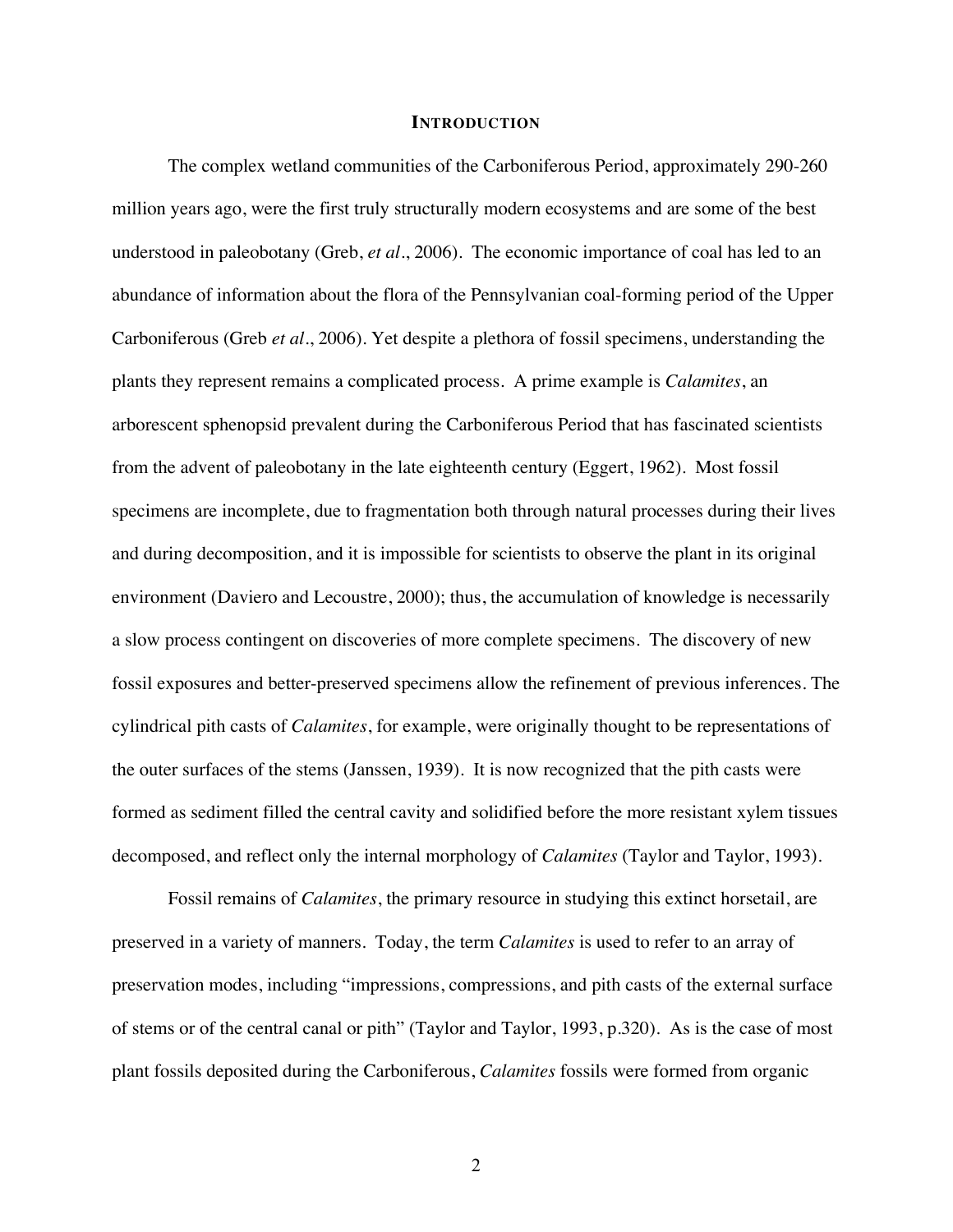# Introduction

The complex wetland communities of the Carboniferous Period, approximately 290-260 million years ago, were the first truly structurally modern ecosystems and are some of the best understood in paleobotany (Greb, *et al*., 2006). The economic importance of coal has led to an abundance of information about the flora of the Pennsylvanian coal-forming period of the Upper Carboniferous (Greb *et al*., 2006). Yet despite a plethora of fossil specimens, understanding the plants they represent remains a complicated process. A prime example is *Calamites*, an arborescent sphenopsid prevalent during the Carboniferous Period that has fascinated scientists from the advent of paleobotany in the late eighteenth century (Eggert, 1962). Most fossil specimens are incomplete, due to fragmentation both through natural processes during their lives and during decomposition, and it is impossible for scientists to observe the plant in its original environment (Daviero and Lecoustre, 2000); thus, the accumulation of knowledge is necessarily a slow process contingent on discoveries of more complete specimens. The discovery of new fossil exposures and better-preserved specimens allow the refinement of previous inferences. The cylindrical pith casts of *Calamites*, for example, were originally thought to be representations of the outer surfaces of the stems (Janssen, 1939). It is now recognized that the pith casts were formed as sediment filled the central cavity and solidified before the more resistant xylem tissues decomposed, and reflect only the internal morphology of *Calamites* (Taylor and Taylor, 1993).

Fossil remains of *Calamites*, the primary resource in studying this extinct horsetail, are preserved in a variety of manners. Today, the term *Calamites* is used to refer to an array of preservation modes, including "impressions, compressions, and pith casts of the external surface of stems or of the central canal or pith" (Taylor and Taylor, 1993, p.320). As is the case of most plant fossils deposited during the Carboniferous, *Calamites* fossils were formed from organic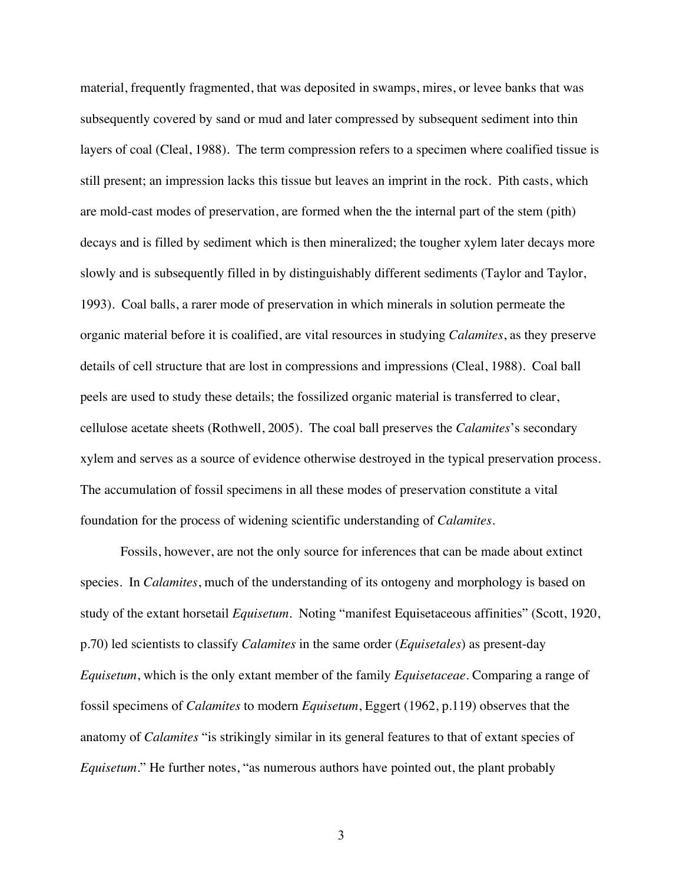material, frequently fragmented, that was deposited in swamps, mires, or levee banks that was subsequently covered by sand or mud and later compressed by subsequent sediment into thin layers of coal (Cleal, 1988). The term compression refers to a specimen where coalified tissue is still present; an impression lacks this tissue but leaves an imprint in the rock. Pith casts, which are mold-cast modes of preservation, are formed when the the internal part of the stem (pith) decays and is filled by sediment which is then mineralized; the tougher xylem later decays more slowly and is subsequently filled in by distinguishably different sediments (Taylor and Taylor, 1993). Coal balls, a rarer mode of preservation in which minerals in solution permeate the organic material before it is coalified, are vital resources in studying *Calamites*, as they preserve details of cell structure that are lost in compressions and impressions (Cleal, 1988). Coal ball peels are used to study these details; the fossilized organic material is transferred to clear, cellulose acetate sheets (Rothwell, 2005). The coal ball preserves the *Calamites*'s secondary xylem and serves as a source of evidence otherwise destroyed in the typical preservation process. The accumulation of fossil specimens in all these modes of preservation constitute a vital foundation for the process of widening scientific understanding of *Calamites*.

Fossils, however, are not the only source for inferences that can be made about extinct species. In *Calamites*, much of the understanding of its ontogeny and morphology is based on study of the extant horsetail *Equisetum*. Noting "manifest Equisetaceous affinities" (Scott, 1920, p.70) led scientists to classify *Calamites* in the same order (*Equisetales*) as present-day *Equisetum*, which is the only extant member of the family *Equisetaceae*. Comparing a range of fossil specimens of *Calamites* to modern *Equisetum*, Eggert (1962, p.119) observes that the anatomy of *Calamites* "is strikingly similar in its general features to that of extant species of *Equisetum*." He further notes, "as numerous authors have pointed out, the plant probably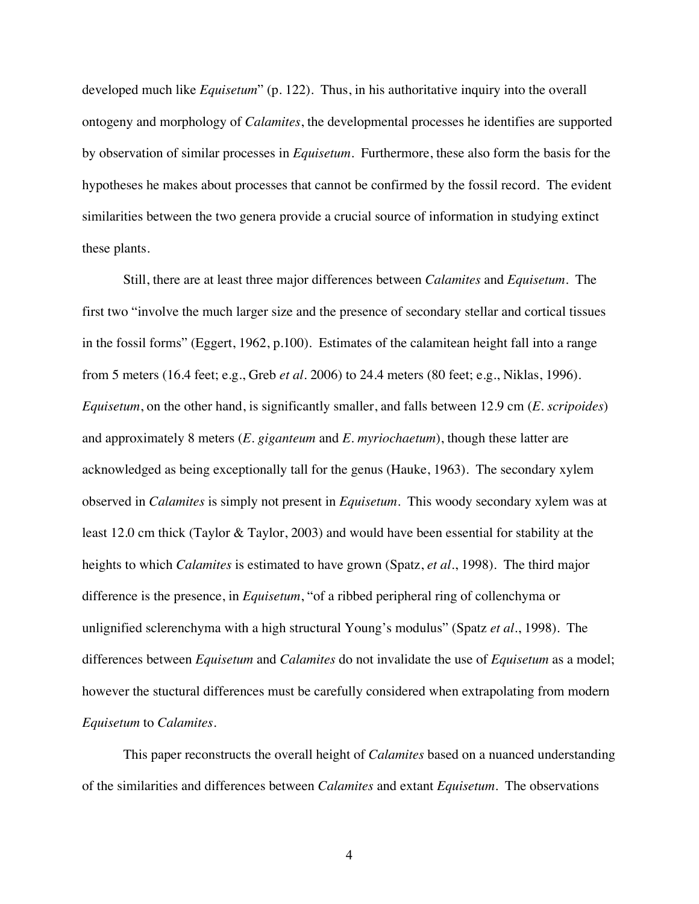developed much like *Equisetum*" (p. 122). Thus, in his authoritative inquiry into the overall ontogeny and morphology of *Calamites*, the developmental processes he identifies are supported by observation of similar processes in *Equisetum*. Furthermore, these also form the basis for the hypotheses he makes about processes that cannot be confirmed by the fossil record. The evident similarities between the two genera provide a crucial source of information in studying extinct these plants.

Still, there are at least three major differences between *Calamites* and *Equisetum*. The first two "involve the much larger size and the presence of secondary stellar and cortical tissues in the fossil forms" (Eggert, 1962, p.100). Estimates of the calamitean height fall into a range from 5 meters (16.4 feet; e.g., Greb *et al*. 2006) to 24.4 meters (80 feet; e.g., Niklas, 1996). *Equisetum*, on the other hand, is significantly smaller, and falls between 12.9 cm (*E. scripoides*) and approximately 8 meters (*E. giganteum* and *E. myriochaetum*), though these latter are acknowledged as being exceptionally tall for the genus (Hauke, 1963). The secondary xylem observed in *Calamites* is simply not present in *Equisetum*. This woody secondary xylem was at least 12.0 cm thick (Taylor & Taylor, 2003) and would have been essential for stability at the heights to which *Calamites* is estimated to have grown (Spatz, *et al*., 1998). The third major difference is the presence, in *Equisetum*, "of a ribbed peripheral ring of collenchyma or unlignified sclerenchyma with a high structural Young's modulus" (Spatz *et al*., 1998). The differences between *Equisetum* and *Calamites* do not invalidate the use of *Equisetum* as a model; however the stuctural differences must be carefully considered when extrapolating from modern *Equisetum* to *Calamites*.

This paper reconstructs the overall height of *Calamites* based on a nuanced understanding of the similarities and differences between *Calamites* and extant *Equisetum*. The observations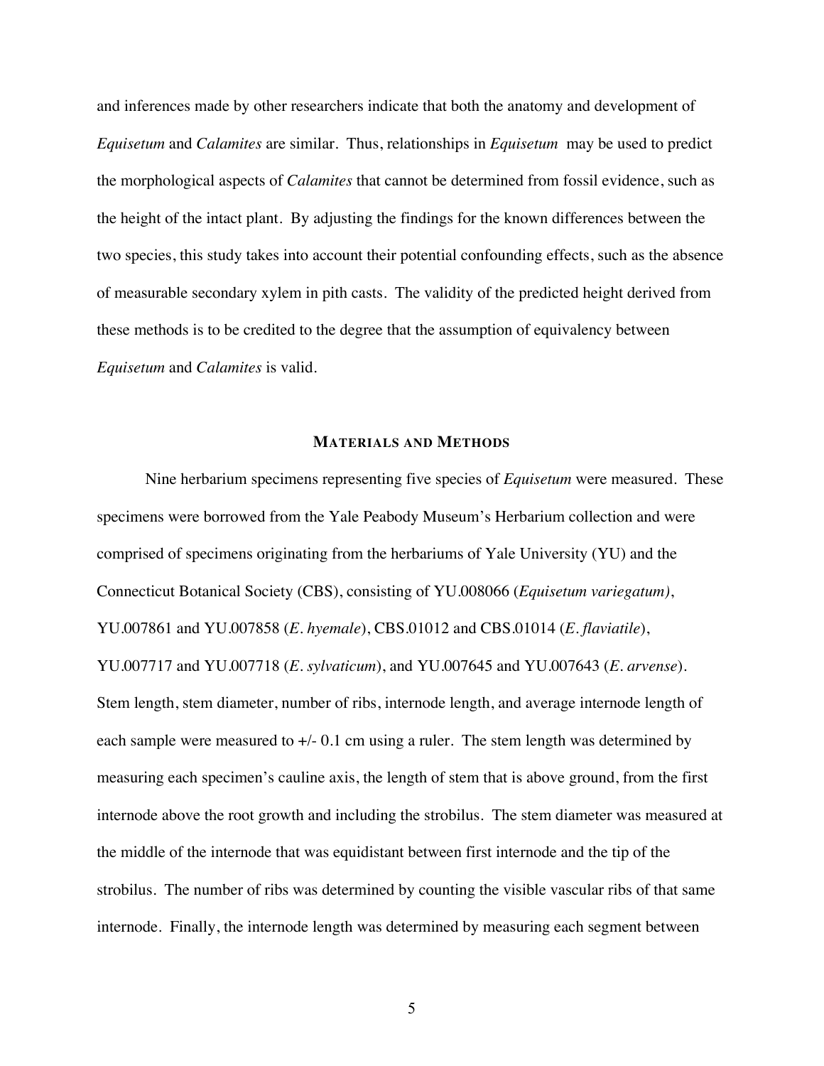and inferences made by other researchers indicate that both the anatomy and development of *Equisetum* and *Calamites* are similar. Thus, relationships in *Equisetum* may be used to predict the morphological aspects of *Calamites* that cannot be determined from fossil evidence, such as the height of the intact plant. By adjusting the findings for the known differences between the two species, this study takes into account their potential confounding effects, such as the absence of measurable secondary xylem in pith casts. The validity of the predicted height derived from these methods is to be credited to the degree that the assumption of equivalency between *Equisetum* and *Calamites* is valid.

## MATERIALS AND METHODS

Nine herbarium specimens representing five species of *Equisetum* were measured. These specimens were borrowed from the Yale Peabody Museum's Herbarium collection and were comprised of specimens originating from the herbariums of Yale University (YU) and the Connecticut Botanical Society (CBS), consisting of YU.008066 (*Equisetum variegatum)*, YU.007861 and YU.007858 (*E. hyemale*), CBS.01012 and CBS.01014 (*E. flaviatile*), YU.007717 and YU.007718 (*E. sylvaticum*), and YU.007645 and YU.007643 (*E. arvense*). Stem length, stem diameter, number of ribs, internode length, and average internode length of each sample were measured to +/- 0.1 cm using a ruler. The stem length was determined by measuring each specimen's cauline axis, the length of stem that is above ground, from the first internode above the root growth and including the strobilus. The stem diameter was measured at the middle of the internode that was equidistant between first internode and the tip of the strobilus. The number of ribs was determined by counting the visible vascular ribs of that same internode. Finally, the internode length was determined by measuring each segment between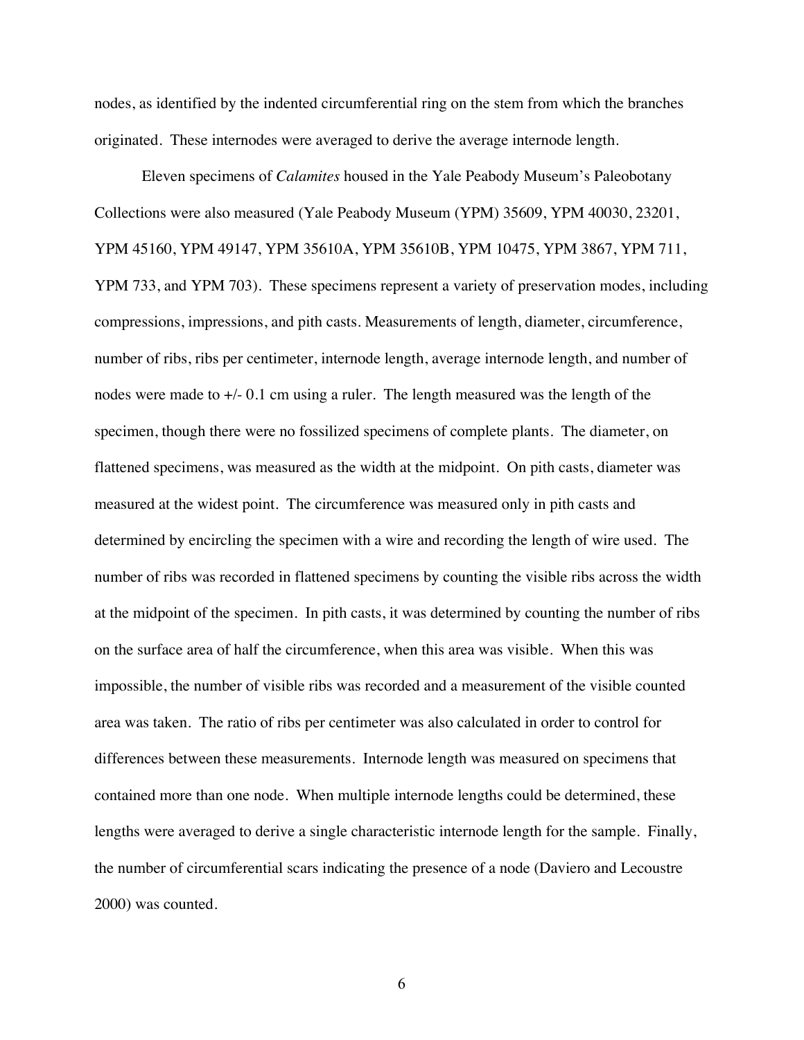nodes, as identified by the indented circumferential ring on the stem from which the branches originated. These internodes were averaged to derive the average internode length.

Eleven specimens of *Calamites* housed in the Yale Peabody Museum's Paleobotany Collections were also measured (Yale Peabody Museum (YPM) 35609, YPM 40030, 23201, YPM 45160, YPM 49147, YPM 35610A, YPM 35610B, YPM 10475, YPM 3867, YPM 711, YPM 733, and YPM 703). These specimens represent a variety of preservation modes, including compressions, impressions, and pith casts. Measurements of length, diameter, circumference, number of ribs, ribs per centimeter, internode length, average internode length, and number of nodes were made to +/- 0.1 cm using a ruler. The length measured was the length of the specimen, though there were no fossilized specimens of complete plants. The diameter, on flattened specimens, was measured as the width at the midpoint. On pith casts, diameter was measured at the widest point. The circumference was measured only in pith casts and determined by encircling the specimen with a wire and recording the length of wire used. The number of ribs was recorded in flattened specimens by counting the visible ribs across the width at the midpoint of the specimen. In pith casts, it was determined by counting the number of ribs on the surface area of half the circumference, when this area was visible. When this was impossible, the number of visible ribs was recorded and a measurement of the visible counted area was taken. The ratio of ribs per centimeter was also calculated in order to control for differences between these measurements. Internode length was measured on specimens that contained more than one node. When multiple internode lengths could be determined, these lengths were averaged to derive a single characteristic internode length for the sample. Finally, the number of circumferential scars indicating the presence of a node (Daviero and Lecoustre 2000) was counted.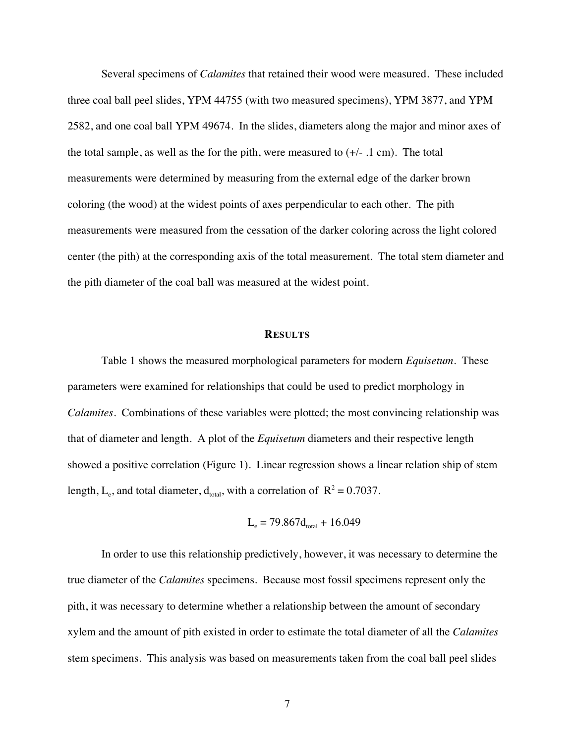Several specimens of *Calamites* that retained their wood were measured. These included three coal ball peel slides, YPM 44755 (with two measured specimens), YPM 3877, and YPM 2582, and one coal ball YPM 49674. In the slides, diameters along the major and minor axes of the total sample, as well as the for the pith, were measured to (+/- .1 cm). The total measurements were determined by measuring from the external edge of the darker brown coloring (the wood) at the widest points of axes perpendicular to each other. The pith measurements were measured from the cessation of the darker coloring across the light colored center (the pith) at the corresponding axis of the total measurement. The total stem diameter and the pith diameter of the coal ball was measured at the widest point.

## RESULTS

Table 1 shows the measured morphological parameters for modern *Equisetum*. These parameters were examined for relationships that could be used to predict morphology in *Calamites*. Combinations of these variables were plotted; the most convincing relationship was that of diameter and length. A plot of the *Equisetum* diameters and their respective length showed a positive correlation (Figure 1). Linear regression shows a linear relation ship of stem length, $L_e$, and total diameter, $d_{total}$, with a correlation of $R^2 = 0.7037$.

$$L_e = 79.867d_{total} + 16.049$$

In order to use this relationship predictively, however, it was necessary to determine the true diameter of the *Calamites* specimens. Because most fossil specimens represent only the pith, it was necessary to determine whether a relationship between the amount of secondary xylem and the amount of pith existed in order to estimate the total diameter of all the *Calamites* stem specimens. This analysis was based on measurements taken from the coal ball peel slides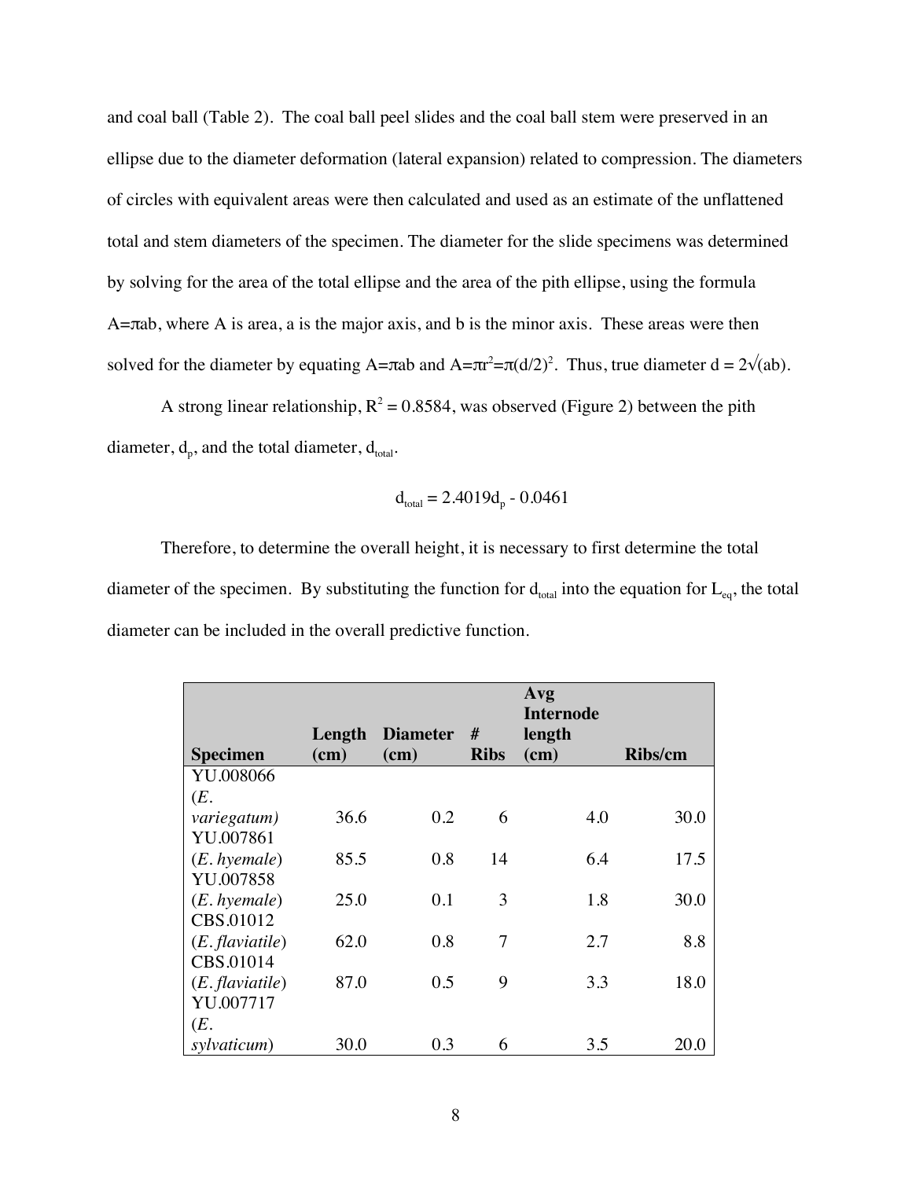and coal ball (Table 2). The coal ball peel slides and the coal ball stem were preserved in an ellipse due to the diameter deformation (lateral expansion) related to compression. The diameters of circles with equivalent areas were then calculated and used as an estimate of the unflattened total and stem diameters of the specimen. The diameter for the slide specimens was determined by solving for the area of the total ellipse and the area of the pith ellipse, using the formula $A=\pi ab$, where A is area, a is the major axis, and b is the minor axis. These areas were then solved for the diameter by equating $A=\pi ab$ and $A=\pi r^2=\pi(d/2)^2$. Thus, true diameter $d = 2\sqrt{(ab)}$.

A strong linear relationship, $R^2 = 0.8584$, was observed (Figure 2) between the pith diameter, $d_p$, and the total diameter, $d_{total}$.

$$d_{total} = 2.4019d_p - 0.0461$$

Therefore, to determine the overall height, it is necessary to first determine the total diameter of the specimen. By substituting the function for $d_{total}$ into the equation for $L_{eq}$, the total diameter can be included in the overall predictive function.

| Specimen | Length (cm) | Diameter (cm) | # Ribs | Avg Internode length (cm) | Ribs/cm |
|---|---|---|---|---|---|
| YU.008066 (*E. variegatum)* | 36.6 | 0.2 | 6 | 4.0 | 30.0 |
| YU.007861 (*E. hyemale*) | 85.5 | 0.8 | 14 | 6.4 | 17.5 |
| YU.007858 (*E. hyemale*) | 25.0 | 0.1 | 3 | 1.8 | 30.0 |
| CBS.01012 (*E. flaviatile*) | 62.0 | 0.8 | 7 | 2.7 | 8.8 |
| CBS.01014 (*E. flaviatile*) | 87.0 | 0.5 | 9 | 3.3 | 18.0 |
| YU.007717 (*E. sylvaticum*) | 30.0 | 0.3 | 6 | 3.5 | 20.0 |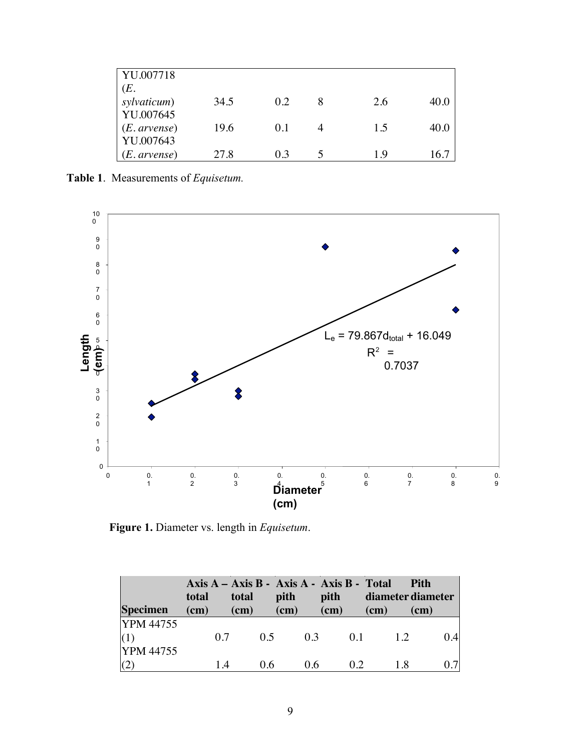| YU.007718 (*E. sylvaticum*) | 34.5 | 0.2 | 8 | 2.6 | 40.0 |
|---|---|---|---|---|---|
| YU.007645 (*E. arvense*) | 19.6 | 0.1 | 4 | 1.5 | 40.0 |
| YU.007643 (*E. arvense*) | 27.8 | 0.3 | 5 | 1.9 | 16.7 |

**Table 1**. Measurements of *Equisetum.*

$L_e = 79.867d_{total} + 16.049$

$R^2 = 0.7037$

Length (cm)

Diameter (cm)

**Figure 1.** Diameter vs. length in *Equisetum*.

| Specimen | Axis A – total (cm) | Axis B - total (cm) | Axis A - pith (cm) | Axis B - pith (cm) | Total diameter (cm) | Pith diameter (cm) |
|---|---|---|---|---|---|---|
| YPM 44755 (1) | 0.7 | 0.5 | 0.3 | 0.1 | 1.2 | 0.4 |
| YPM 44755 (2) | 1.4 | 0.6 | 0.6 | 0.2 | 1.8 | 0.7 |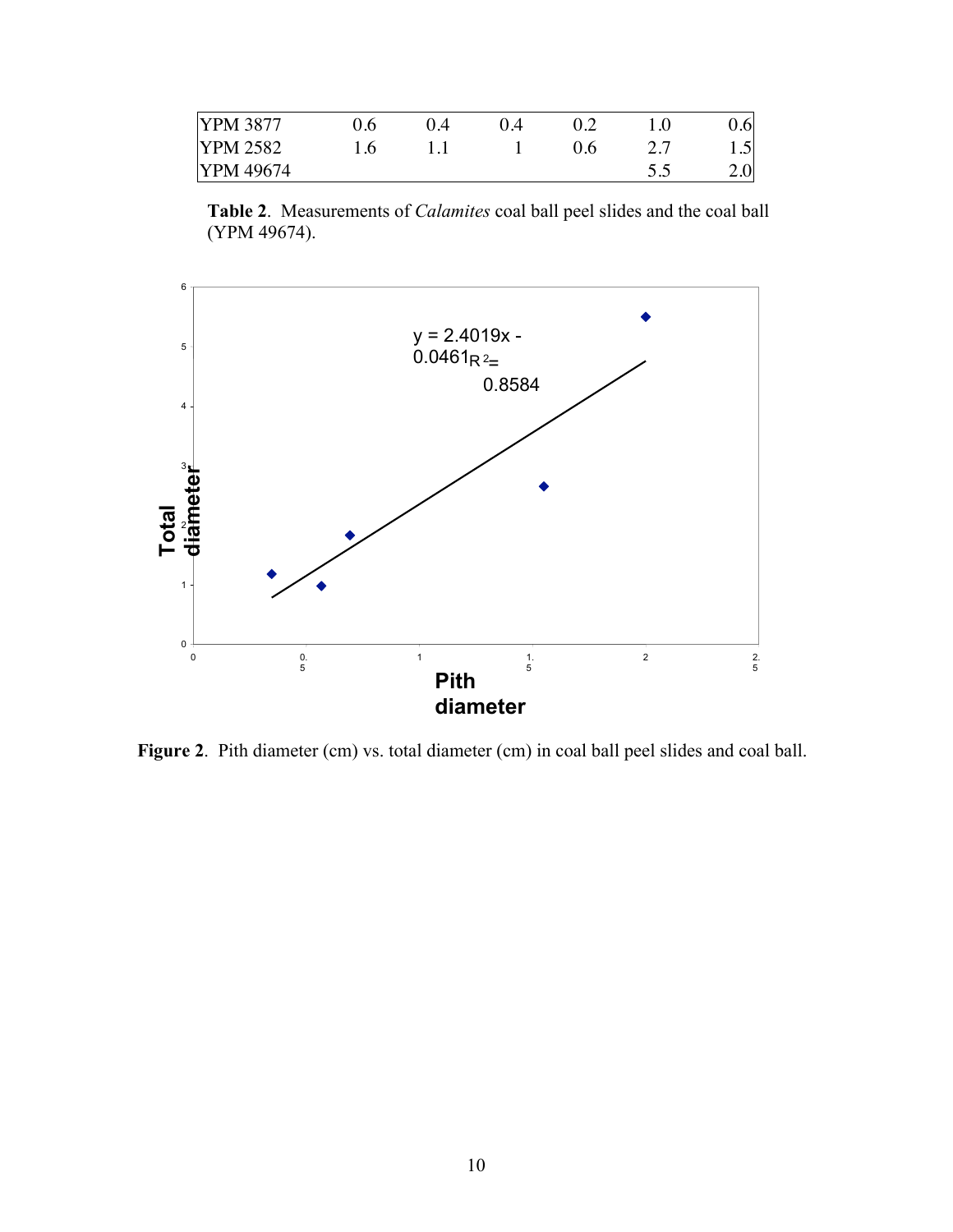| | | | | | | |
|---|---|---|---|---|---|---|
| YPM 3877 | 0.6 | 0.4 | 0.4 | 0.2 | 1.0 | 0.6 |
| YPM 2582 | 1.6 | 1.1 | 1 | 0.6 | 2.7 | 1.5 |
| YPM 49674 | | | | | 5.5 | 2.0 |

**Table 2**. Measurements of *Calamites* coal ball peel slides and the coal ball (YPM 49674).

**Figure 2**. Pith diameter (cm) vs. total diameter (cm) in coal ball peel slides and coal ball.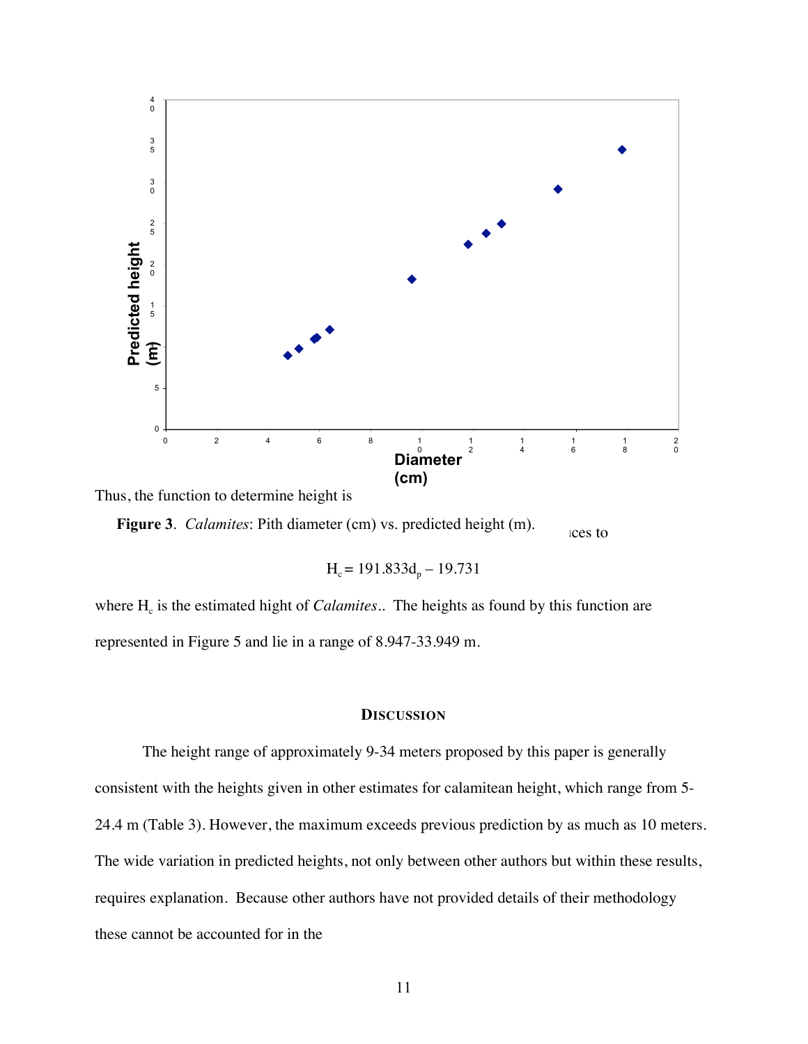Thus, the function to determine height is

**Figure 3**. *Calamites*: Pith diameter (cm) vs. predicted height (m).

$$H_c = 191.833d_p - 19.731$$

where $H_c$ is the estimated hight of *Calamites*.. The heights as found by this function are represented in Figure 5 and lie in a range of 8.947-33.949 m.

## DISCUSSION

The height range of approximately 9-34 meters proposed by this paper is generally consistent with the heights given in other estimates for calamitean height, which range from 5-24.4 m (Table 3). However, the maximum exceeds previous prediction by as much as 10 meters. The wide variation in predicted heights, not only between other authors but within these results, requires explanation. Because other authors have not provided details of their methodology these cannot be accounted for in the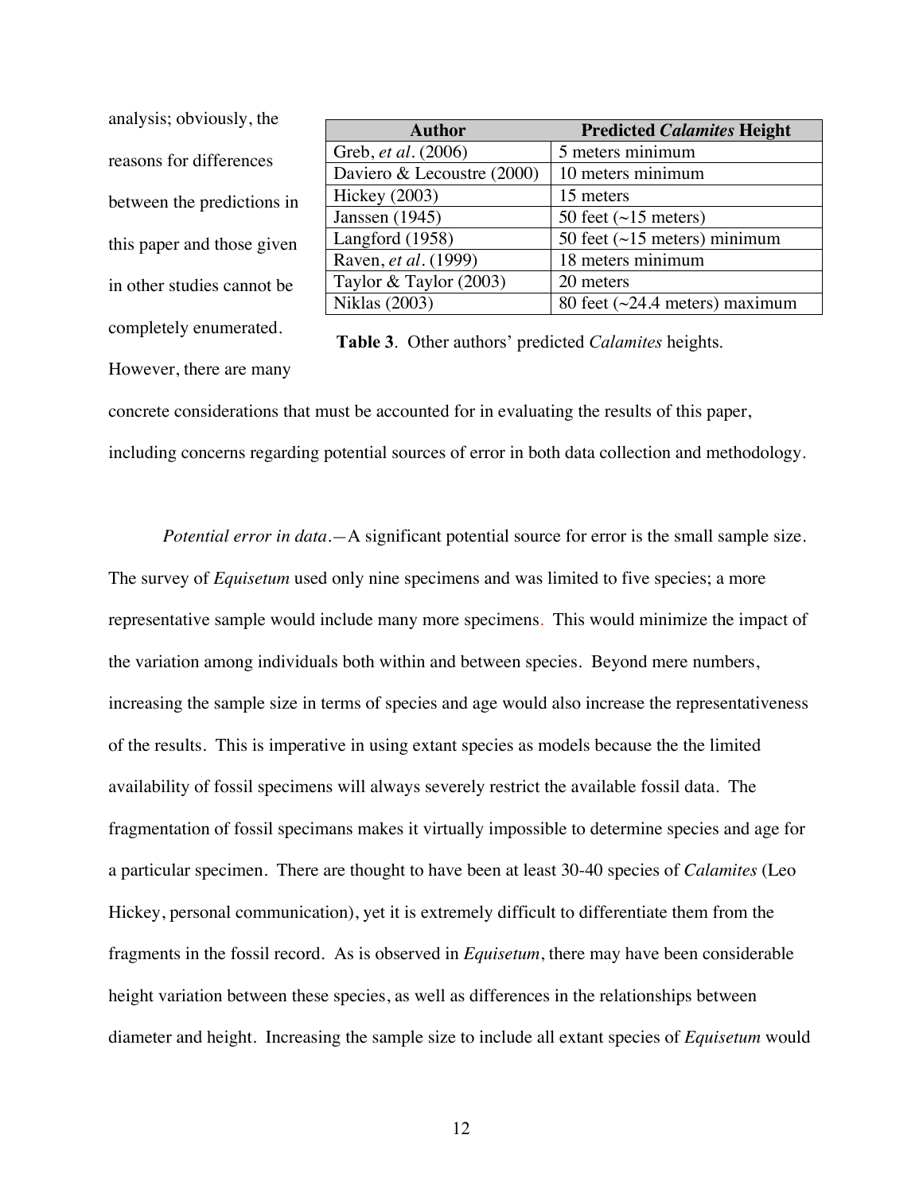analysis; obviously, the reasons for differences between the predictions in this paper and those given in other studies cannot be completely enumerated. However, there are many concrete considerations that must be accounted for in evaluating the results of this paper, including concerns regarding potential sources of error in both data collection and methodology.

| Author | Predicted *Calamites* Height |
|---|---|
| Greb, *et al*. (2006) | 5 meters minimum |
| Daviero & Lecoustre (2000) | 10 meters minimum |
| Hickey (2003) | 15 meters |
| Janssen (1945) | 50 feet (~15 meters) |
| Langford (1958) | 50 feet (~15 meters) minimum |
| Raven, *et al*. (1999) | 18 meters minimum |
| Taylor & Taylor (2003) | 20 meters |
| Niklas (2003) | 80 feet (~24.4 meters) maximum |

**Table 3**. Other authors' predicted *Calamites* heights.

*Potential error in data*.—A significant potential source for error is the small sample size. The survey of *Equisetum* used only nine specimens and was limited to five species; a more representative sample would include many more specimens. This would minimize the impact of the variation among individuals both within and between species. Beyond mere numbers, increasing the sample size in terms of species and age would also increase the representativeness of the results. This is imperative in using extant species as models because the the limited availability of fossil specimens will always severely restrict the available fossil data. The fragmentation of fossil specimans makes it virtually impossible to determine species and age for a particular specimen. There are thought to have been at least 30-40 species of *Calamites* (Leo Hickey, personal communication), yet it is extremely difficult to differentiate them from the fragments in the fossil record. As is observed in *Equisetum*, there may have been considerable height variation between these species, as well as differences in the relationships between diameter and height. Increasing the sample size to include all extant species of *Equisetum* would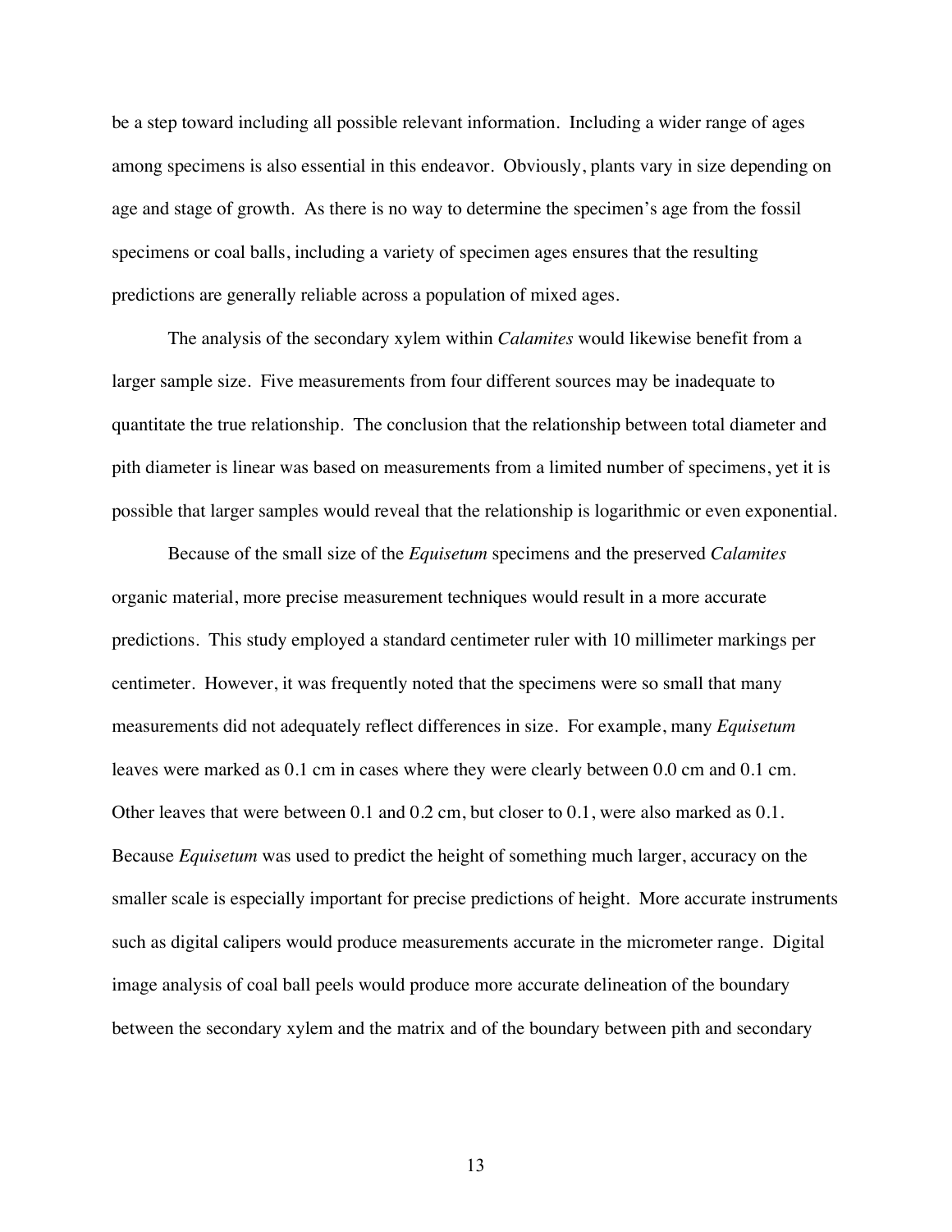be a step toward including all possible relevant information. Including a wider range of ages among specimens is also essential in this endeavor. Obviously, plants vary in size depending on age and stage of growth. As there is no way to determine the specimen's age from the fossil specimens or coal balls, including a variety of specimen ages ensures that the resulting predictions are generally reliable across a population of mixed ages.

The analysis of the secondary xylem within *Calamites* would likewise benefit from a larger sample size. Five measurements from four different sources may be inadequate to quantitate the true relationship. The conclusion that the relationship between total diameter and pith diameter is linear was based on measurements from a limited number of specimens, yet it is possible that larger samples would reveal that the relationship is logarithmic or even exponential.

Because of the small size of the *Equisetum* specimens and the preserved *Calamites* organic material, more precise measurement techniques would result in a more accurate predictions. This study employed a standard centimeter ruler with 10 millimeter markings per centimeter. However, it was frequently noted that the specimens were so small that many measurements did not adequately reflect differences in size. For example, many *Equisetum* leaves were marked as 0.1 cm in cases where they were clearly between 0.0 cm and 0.1 cm. Other leaves that were between 0.1 and 0.2 cm, but closer to 0.1, were also marked as 0.1. Because *Equisetum* was used to predict the height of something much larger, accuracy on the smaller scale is especially important for precise predictions of height. More accurate instruments such as digital calipers would produce measurements accurate in the micrometer range. Digital image analysis of coal ball peels would produce more accurate delineation of the boundary between the secondary xylem and the matrix and of the boundary between pith and secondary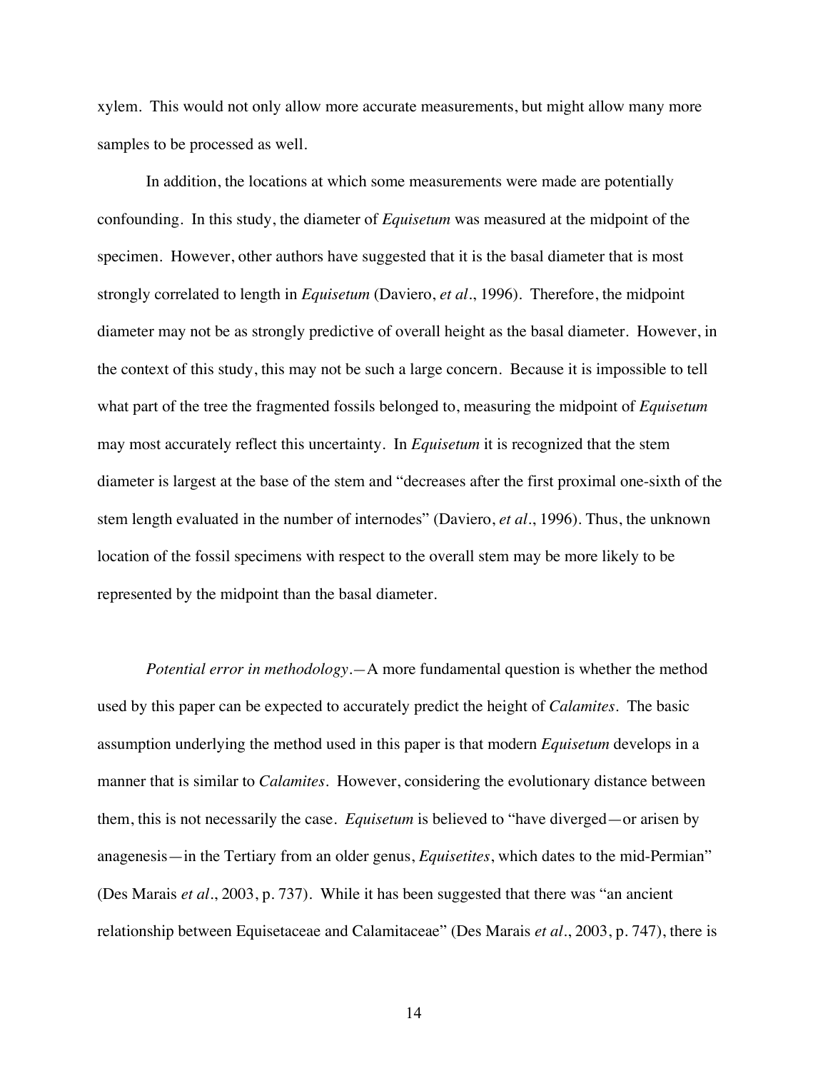xylem. This would not only allow more accurate measurements, but might allow many more samples to be processed as well.

In addition, the locations at which some measurements were made are potentially confounding. In this study, the diameter of *Equisetum* was measured at the midpoint of the specimen. However, other authors have suggested that it is the basal diameter that is most strongly correlated to length in *Equisetum* (Daviero, *et al*., 1996). Therefore, the midpoint diameter may not be as strongly predictive of overall height as the basal diameter. However, in the context of this study, this may not be such a large concern. Because it is impossible to tell what part of the tree the fragmented fossils belonged to, measuring the midpoint of *Equisetum* may most accurately reflect this uncertainty. In *Equisetum* it is recognized that the stem diameter is largest at the base of the stem and "decreases after the first proximal one-sixth of the stem length evaluated in the number of internodes" (Daviero, *et al*., 1996). Thus, the unknown location of the fossil specimens with respect to the overall stem may be more likely to be represented by the midpoint than the basal diameter.

*Potential error in methodology*.—A more fundamental question is whether the method used by this paper can be expected to accurately predict the height of *Calamites*. The basic assumption underlying the method used in this paper is that modern *Equisetum* develops in a manner that is similar to *Calamites*. However, considering the evolutionary distance between them, this is not necessarily the case. *Equisetum* is believed to "have diverged—or arisen by anagenesis—in the Tertiary from an older genus, *Equisetites*, which dates to the mid-Permian" (Des Marais *et al*., 2003, p. 737). While it has been suggested that there was "an ancient relationship between Equisetaceae and Calamitaceae" (Des Marais *et al*., 2003, p. 747), there is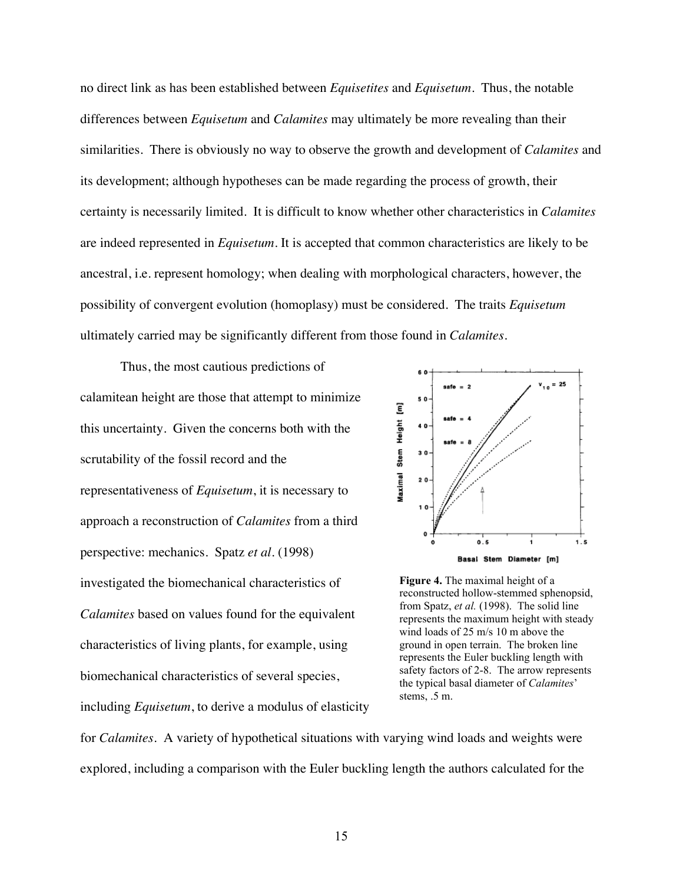no direct link as has been established between *Equisetites* and *Equisetum*. Thus, the notable differences between *Equisetum* and *Calamites* may ultimately be more revealing than their similarities. There is obviously no way to observe the growth and development of *Calamites* and its development; although hypotheses can be made regarding the process of growth, their certainty is necessarily limited. It is difficult to know whether other characteristics in *Calamites* are indeed represented in *Equisetum*. It is accepted that common characteristics are likely to be ancestral, i.e. represent homology; when dealing with morphological characters, however, the possibility of convergent evolution (homoplasy) must be considered. The traits *Equisetum* ultimately carried may be significantly different from those found in *Calamites*.

Thus, the most cautious predictions of calamitean height are those that attempt to minimize this uncertainty. Given the concerns both with the scrutability of the fossil record and the representativeness of *Equisetum*, it is necessary to approach a reconstruction of *Calamites* from a third perspective: mechanics. Spatz *et al*. (1998) investigated the biomechanical characteristics of *Calamites* based on values found for the equivalent characteristics of living plants, for example, using biomechanical characteristics of several species, including *Equisetum*, to derive a modulus of elasticity for *Calamites*. A variety of hypothetical situations with varying wind loads and weights were explored, including a comparison with the Euler buckling length the authors calculated for the

**Figure 4.** The maximal height of a reconstructed hollow-stemmed sphenopsid, from Spatz, *et al.* (1998). The solid line represents the maximum height with steady wind loads of 25 m/s 10 m above the ground in open terrain. The broken line represents the Euler buckling length with safety factors of 2-8. The arrow represents the typical basal diameter of *Calamites*' stems, .5 m.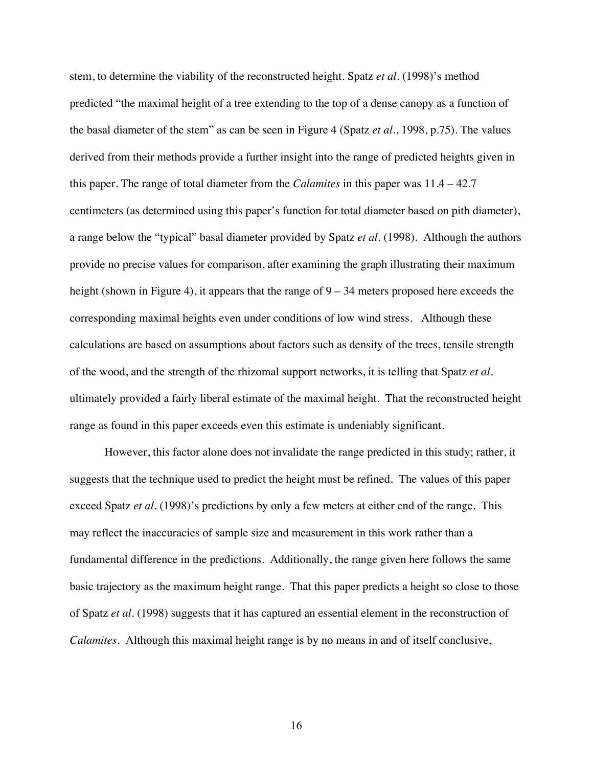stem, to determine the viability of the reconstructed height. Spatz *et al.* (1998)'s method predicted "the maximal height of a tree extending to the top of a dense canopy as a function of the basal diameter of the stem" as can be seen in Figure 4 (Spatz *et al.*, 1998, p.75). The values derived from their methods provide a further insight into the range of predicted heights given in this paper. The range of total diameter from the *Calamites* in this paper was 11.4 – 42.7 centimeters (as determined using this paper's function for total diameter based on pith diameter), a range below the "typical" basal diameter provided by Spatz *et al.* (1998). Although the authors provide no precise values for comparison, after examining the graph illustrating their maximum height (shown in Figure 4), it appears that the range of 9 – 34 meters proposed here exceeds the corresponding maximal heights even under conditions of low wind stress. Although these calculations are based on assumptions about factors such as density of the trees, tensile strength of the wood, and the strength of the rhizomal support networks, it is telling that Spatz *et al.* ultimately provided a fairly liberal estimate of the maximal height. That the reconstructed height range as found in this paper exceeds even this estimate is undeniably significant.

However, this factor alone does not invalidate the range predicted in this study; rather, it suggests that the technique used to predict the height must be refined. The values of this paper exceed Spatz *et al.* (1998)'s predictions by only a few meters at either end of the range. This may reflect the inaccuracies of sample size and measurement in this work rather than a fundamental difference in the predictions. Additionally, the range given here follows the same basic trajectory as the maximum height range. That this paper predicts a height so close to those of Spatz *et al.* (1998) suggests that it has captured an essential element in the reconstruction of *Calamites*. Although this maximal height range is by no means in and of itself conclusive,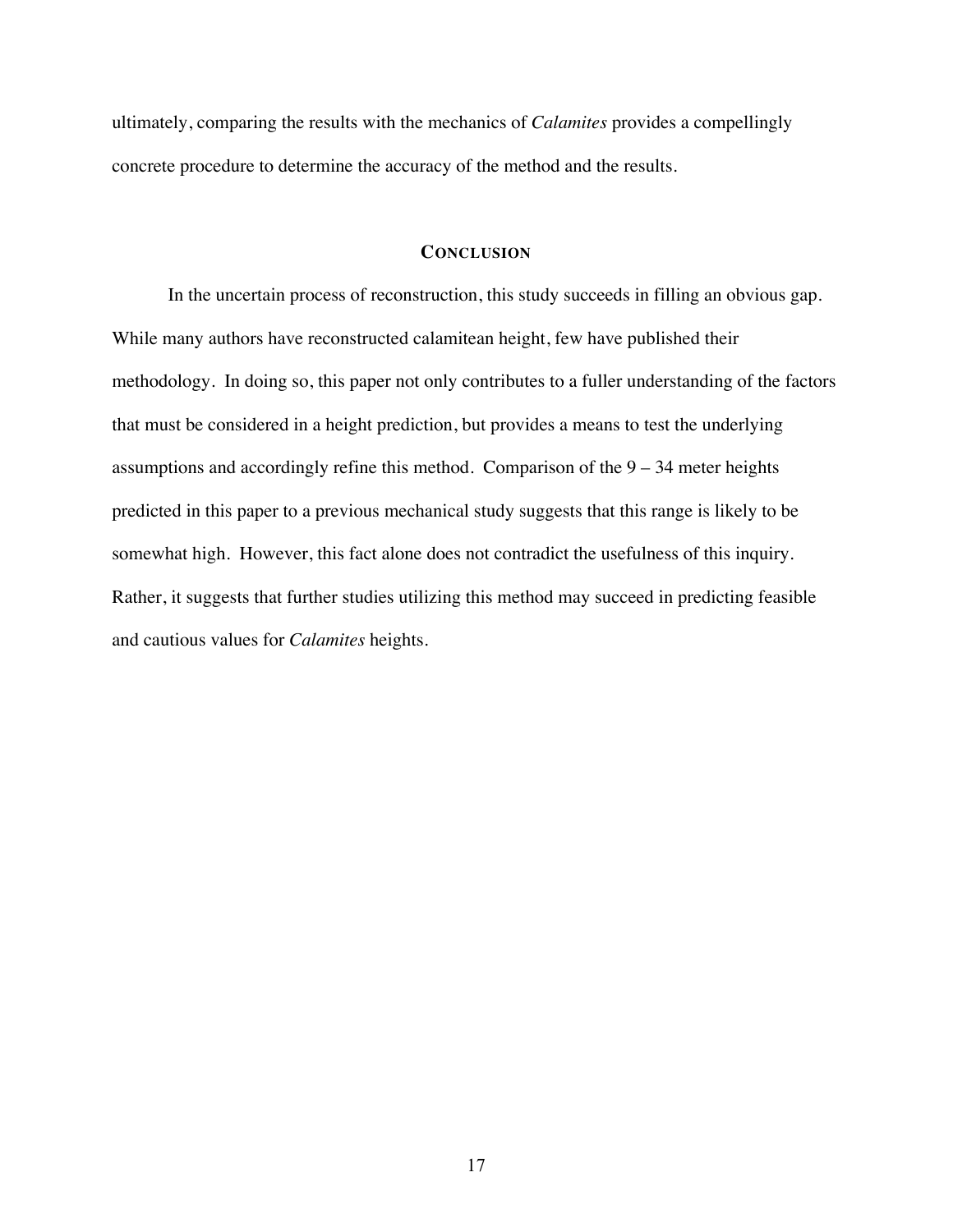ultimately, comparing the results with the mechanics of *Calamites* provides a compellingly concrete procedure to determine the accuracy of the method and the results.

## CONCLUSION

In the uncertain process of reconstruction, this study succeeds in filling an obvious gap. While many authors have reconstructed calamitean height, few have published their methodology. In doing so, this paper not only contributes to a fuller understanding of the factors that must be considered in a height prediction, but provides a means to test the underlying assumptions and accordingly refine this method. Comparison of the 9 – 34 meter heights predicted in this paper to a previous mechanical study suggests that this range is likely to be somewhat high. However, this fact alone does not contradict the usefulness of this inquiry. Rather, it suggests that further studies utilizing this method may succeed in predicting feasible and cautious values for *Calamites* heights.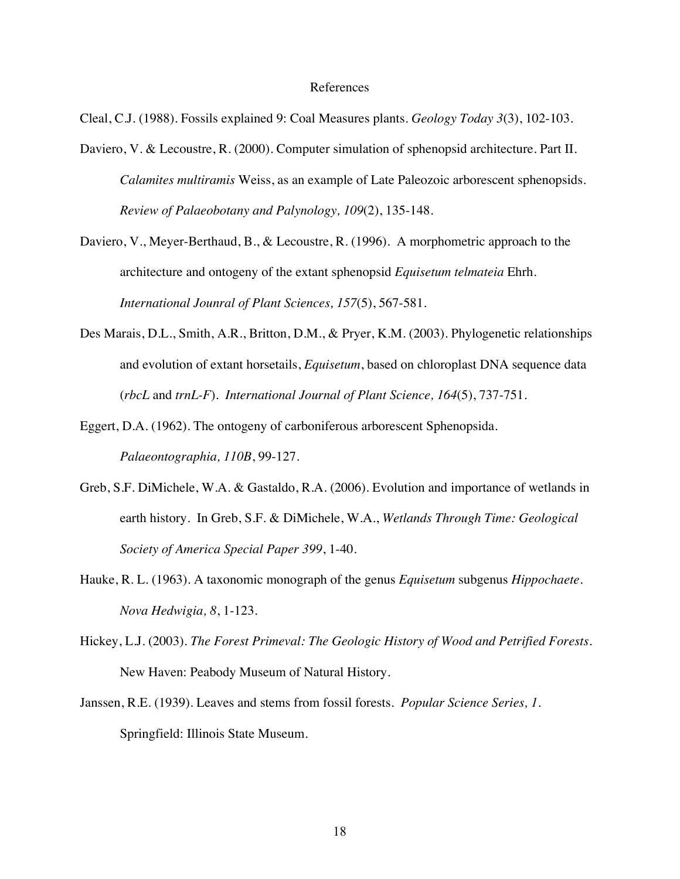# References

Cleal, C.J. (1988). Fossils explained 9: Coal Measures plants. *Geology Today 3*(3), 102-103.

Daviero, V. & Lecoustre, R. (2000). Computer simulation of sphenopsid architecture. Part II. *Calamites multiramis* Weiss, as an example of Late Paleozoic arborescent sphenopsids. *Review of Palaeobotany and Palynology, 109*(2), 135-148.

Daviero, V., Meyer-Berthaud, B., & Lecoustre, R. (1996). A morphometric approach to the architecture and ontogeny of the extant sphenopsid *Equisetum telmateia* Ehrh. *International Jounral of Plant Sciences, 157*(5), 567-581.

Des Marais, D.L., Smith, A.R., Britton, D.M., & Pryer, K.M. (2003). Phylogenetic relationships and evolution of extant horsetails, *Equisetum*, based on chloroplast DNA sequence data (*rbcL* and *trnL-F*). *International Journal of Plant Science, 164*(5), 737-751.

Eggert, D.A. (1962). The ontogeny of carboniferous arborescent Sphenopsida. *Palaeontographia, 110B*, 99-127.

Greb, S.F. DiMichele, W.A. & Gastaldo, R.A. (2006). Evolution and importance of wetlands in earth history. In Greb, S.F. & DiMichele, W.A., *Wetlands Through Time: Geological Society of America Special Paper 399*, 1-40.

Hauke, R. L. (1963). A taxonomic monograph of the genus *Equisetum* subgenus *Hippochaete*. *Nova Hedwigia, 8*, 1-123.

Hickey, L.J. (2003). *The Forest Primeval: The Geologic History of Wood and Petrified Forests*. New Haven: Peabody Museum of Natural History.

Janssen, R.E. (1939). Leaves and stems from fossil forests. *Popular Science Series, 1*. Springfield: Illinois State Museum.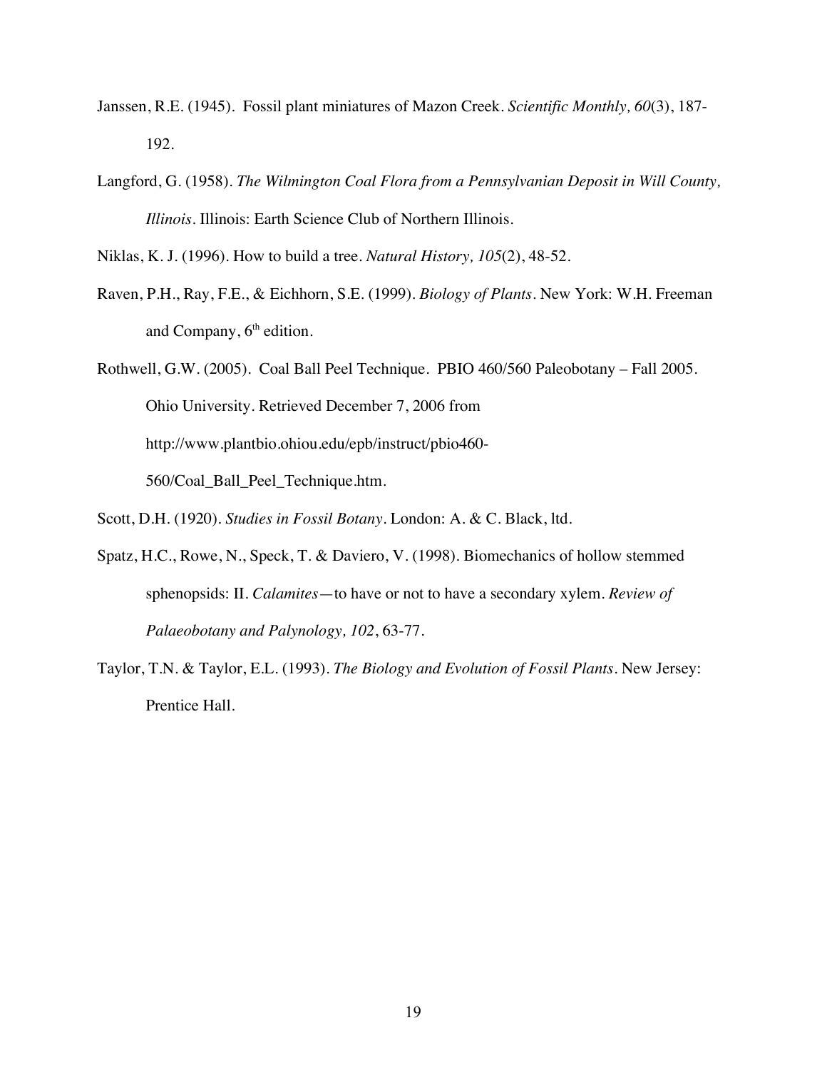Janssen, R.E. (1945). Fossil plant miniatures of Mazon Creek. *Scientific Monthly, 60*(3), 187-192.

Langford, G. (1958). *The Wilmington Coal Flora from a Pennsylvanian Deposit in Will County, Illinois*. Illinois: Earth Science Club of Northern Illinois.

Niklas, K. J. (1996). How to build a tree. *Natural History, 105*(2), 48-52.

Raven, P.H., Ray, F.E., & Eichhorn, S.E. (1999). *Biology of Plants*. New York: W.H. Freeman and Company, 6th edition.

Rothwell, G.W. (2005). Coal Ball Peel Technique. PBIO 460/560 Paleobotany – Fall 2005. Ohio University. Retrieved December 7, 2006 from http://www.plantbio.ohiou.edu/epb/instruct/pbio460-560/Coal_Ball_Peel_Technique.htm.

Scott, D.H. (1920). *Studies in Fossil Botany*. London: A. & C. Black, ltd.

Spatz, H.C., Rowe, N., Speck, T. & Daviero, V. (1998). Biomechanics of hollow stemmed sphenopsids: II. *Calamites*—to have or not to have a secondary xylem. *Review of Palaeobotany and Palynology, 102*, 63-77.

Taylor, T.N. & Taylor, E.L. (1993). *The Biology and Evolution of Fossil Plants*. New Jersey: Prentice Hall.